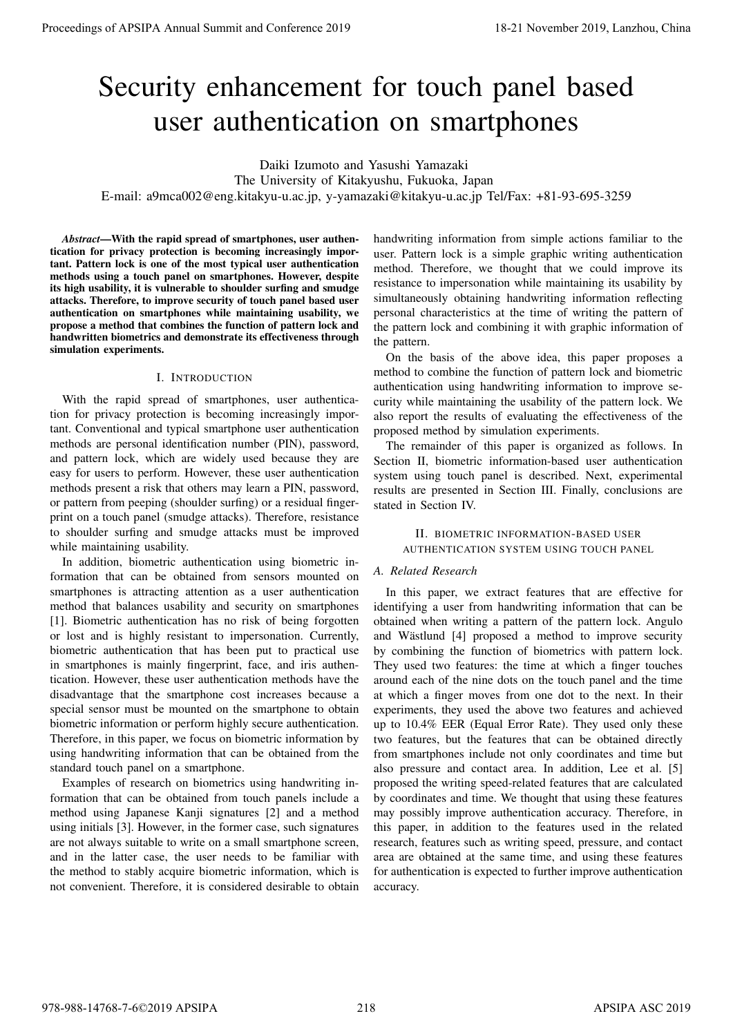# Security enhancement for touch panel based user authentication on smartphones

Daiki Izumoto and Yasushi Yamazaki
The University of Kitakyushu, Fukuoka, Japan
E-mail: a9mca002@eng.kitakyu-u.ac.jp, y-yamazaki@kitakyu-u.ac.jp Tel/Fax: +81-93-695-3259

***Abstract*—With the rapid spread of smartphones, user authentication for privacy protection is becoming increasingly important. Pattern lock is one of the most typical user authentication methods using a touch panel on smartphones. However, despite its high usability, it is vulnerable to shoulder surfing and smudge attacks. Therefore, to improve security of touch panel based user authentication on smartphones while maintaining usability, we propose a method that combines the function of pattern lock and handwritten biometrics and demonstrate its effectiveness through simulation experiments.**

## I. Introduction

With the rapid spread of smartphones, user authentication for privacy protection is becoming increasingly important. Conventional and typical smartphone user authentication methods are personal identification number (PIN), password, and pattern lock, which are widely used because they are easy for users to perform. However, these user authentication methods present a risk that others may learn a PIN, password, or pattern from peeping (shoulder surfing) or a residual fingerprint on a touch panel (smudge attacks). Therefore, resistance to shoulder surfing and smudge attacks must be improved while maintaining usability.

In addition, biometric authentication using biometric information that can be obtained from sensors mounted on smartphones is attracting attention as a user authentication method that balances usability and security on smartphones [1]. Biometric authentication has no risk of being forgotten or lost and is highly resistant to impersonation. Currently, biometric authentication that has been put to practical use in smartphones is mainly fingerprint, face, and iris authentication. However, these user authentication methods have the disadvantage that the smartphone cost increases because a special sensor must be mounted on the smartphone to obtain biometric information or perform highly secure authentication. Therefore, in this paper, we focus on biometric information by using handwriting information that can be obtained from the standard touch panel on a smartphone.

Examples of research on biometrics using handwriting information that can be obtained from touch panels include a method using Japanese Kanji signatures [2] and a method using initials [3]. However, in the former case, such signatures are not always suitable to write on a small smartphone screen, and in the latter case, the user needs to be familiar with the method to stably acquire biometric information, which is not convenient. Therefore, it is considered desirable to obtain handwriting information from simple actions familiar to the user. Pattern lock is a simple graphic writing authentication method. Therefore, we thought that we could improve its resistance to impersonation while maintaining its usability by simultaneously obtaining handwriting information reflecting personal characteristics at the time of writing the pattern of the pattern lock and combining it with graphic information of the pattern.

On the basis of the above idea, this paper proposes a method to combine the function of pattern lock and biometric authentication using handwriting information to improve security while maintaining the usability of the pattern lock. We also report the results of evaluating the effectiveness of the proposed method by simulation experiments.

The remainder of this paper is organized as follows. In Section II, biometric information-based user authentication system using touch panel is described. Next, experimental results are presented in Section III. Finally, conclusions are stated in Section IV.

## II. Biometric information-based user authentication system using touch panel

### A. Related Research

In this paper, we extract features that are effective for identifying a user from handwriting information that can be obtained when writing a pattern of the pattern lock. Angulo and Wästlund [4] proposed a method to improve security by combining the function of biometrics with pattern lock. They used two features: the time at which a finger touches around each of the nine dots on the touch panel and the time at which a finger moves from one dot to the next. In their experiments, they used the above two features and achieved up to 10.4% EER (Equal Error Rate). They used only these two features, but the features that can be obtained directly from smartphones include not only coordinates and time but also pressure and contact area. In addition, Lee et al. [5] proposed the writing speed-related features that are calculated by coordinates and time. We thought that using these features may possibly improve authentication accuracy. Therefore, in this paper, in addition to the features used in the related research, features such as writing speed, pressure, and contact area are obtained at the same time, and using these features for authentication is expected to further improve authentication accuracy.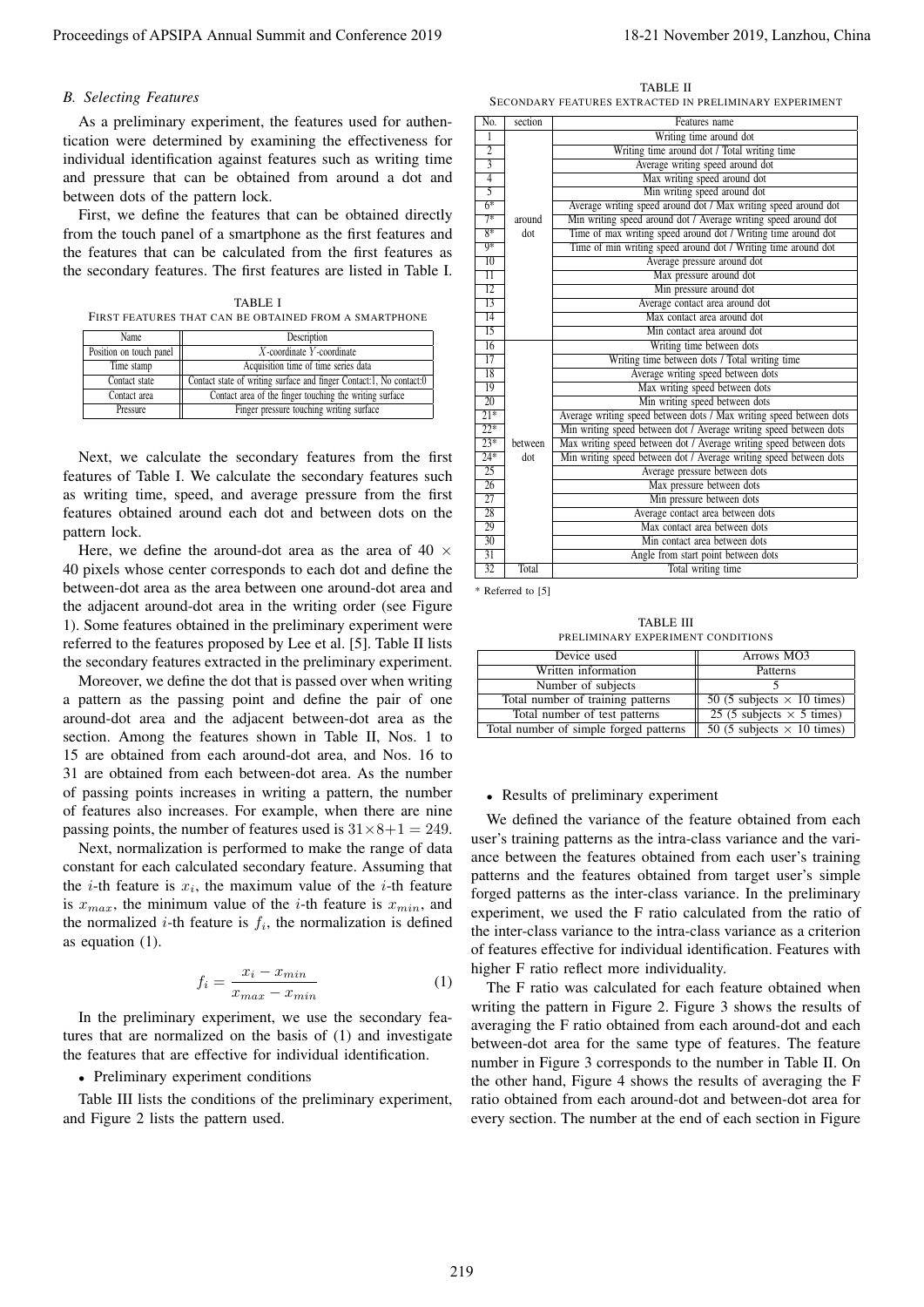### B. Selecting Features

As a preliminary experiment, the features used for authentication were determined by examining the effectiveness for individual identification against features such as writing time and pressure that can be obtained from around a dot and between dots of the pattern lock.

First, we define the features that can be obtained directly from the touch panel of a smartphone as the first features and the features that can be calculated from the first features as the secondary features. The first features are listed in Table I.

TABLE I
FIRST FEATURES THAT CAN BE OBTAINED FROM A SMARTPHONE

| Name | Description |
|---|---|
| Position on touch panel | $X$-coordinate $Y$-coordinate |
| Time stamp | Acquisition time of time series data |
| Contact state | Contact state of writing surface and finger Contact:1, No contact:0 |
| Contact area | Contact area of the finger touching the writing surface |
| Pressure | Finger pressure touching writing surface |

Next, we calculate the secondary features from the first features of Table I. We calculate the secondary features such as writing time, speed, and average pressure from the first features obtained around each dot and between dots on the pattern lock.

Here, we define the around-dot area as the area of 40 $\times$ 40 pixels whose center corresponds to each dot and define the between-dot area as the area between one around-dot area and the adjacent around-dot area in the writing order (see Figure 1). Some features obtained in the preliminary experiment were referred to the features proposed by Lee et al. [5]. Table II lists the secondary features extracted in the preliminary experiment.

Moreover, we define the dot that is passed over when writing a pattern as the passing point and define the pair of one around-dot area and the adjacent between-dot area as the section. Among the features shown in Table II, Nos. 1 to 15 are obtained from each around-dot area, and Nos. 16 to 31 are obtained from each between-dot area. As the number of passing points increases in writing a pattern, the number of features also increases. For example, when there are nine passing points, the number of features used is $31 \times 8 + 1 = 249$.

Next, normalization is performed to make the range of data constant for each calculated secondary feature. Assuming that the $i$-th feature is $x_i$, the maximum value of the $i$-th feature is $x_{max}$, the minimum value of the $i$-th feature is $x_{min}$, and the normalized $i$-th feature is $f_i$, the normalization is defined as equation (1).

$$f_i = \frac{x_i - x_{min}}{x_{max} - x_{min}} \tag{1}$$

In the preliminary experiment, we use the secondary features that are normalized on the basis of (1) and investigate the features that are effective for individual identification.

- Preliminary experiment conditions

Table III lists the conditions of the preliminary experiment, and Figure 2 lists the pattern used.

TABLE II
SECONDARY FEATURES EXTRACTED IN PRELIMINARY EXPERIMENT

| No. | section | Features name |
|---|---|---|
| 1 | around dot | Writing time around dot |
| 2 | | Writing time around dot / Total writing time |
| 3 | | Average writing speed around dot |
| 4 | | Max writing speed around dot |
| 5 | | Min writing speed around dot |
| 6* | | Average writing speed around dot / Max writing speed around dot |
| 7* | | Min writing speed around dot / Average writing speed around dot |
| 8* | | Time of max writing speed around dot / Writing time around dot |
| 9* | | Time of min writing speed around dot / Writing time around dot |
| 10 | | Average pressure around dot |
| 11 | | Max pressure around dot |
| 12 | | Min pressure around dot |
| 13 | | Average contact area around dot |
| 14 | | Max contact area around dot |
| 15 | | Min contact area around dot |
| 16 | between dot | Writing time between dots |
| 17 | | Writing time between dots / Total writing time |
| 18 | | Average writing speed between dots |
| 19 | | Max writing speed between dots |
| 20 | | Min writing speed between dots |
| 21* | | Average writing speed between dots / Max writing speed between dots |
| 22* | | Min writing speed between dot / Average writing speed between dots |
| 23* | | Max writing speed between dot / Average writing speed between dots |
| 24* | | Min writing speed between dot / Average writing speed between dots |
| 25 | | Average pressure between dots |
| 26 | | Max pressure between dots |
| 27 | | Min pressure between dots |
| 28 | | Average contact area between dots |
| 29 | | Max contact area between dots |
| 30 | | Min contact area between dots |
| 31 | | Angle from start point between dots |
| 32 | Total | Total writing time |

\* Referred to [5]

TABLE III
PRELIMINARY EXPERIMENT CONDITIONS

| Device used | Arrows MO3 |
|---|---|
| Written information | Patterns |
| Number of subjects | 5 |
| Total number of training patterns | 50 (5 subjects $\times$ 10 times) |
| Total number of test patterns | 25 (5 subjects $\times$ 5 times) |
| Total number of simple forged patterns | 50 (5 subjects $\times$ 10 times) |

- Results of preliminary experiment

We defined the variance of the feature obtained from each user's training patterns as the intra-class variance and the variance between the features obtained from each user's training patterns and the features obtained from target user's simple forged patterns as the inter-class variance. In the preliminary experiment, we used the F ratio calculated from the ratio of the inter-class variance to the intra-class variance as a criterion of features effective for individual identification. Features with higher F ratio reflect more individuality.

The F ratio was calculated for each feature obtained when writing the pattern in Figure 2. Figure 3 shows the results of averaging the F ratio obtained from each around-dot and each between-dot area for the same type of features. The feature number in Figure 3 corresponds to the number in Table II. On the other hand, Figure 4 shows the results of averaging the F ratio obtained from each around-dot and between-dot area for every section. The number at the end of each section in Figure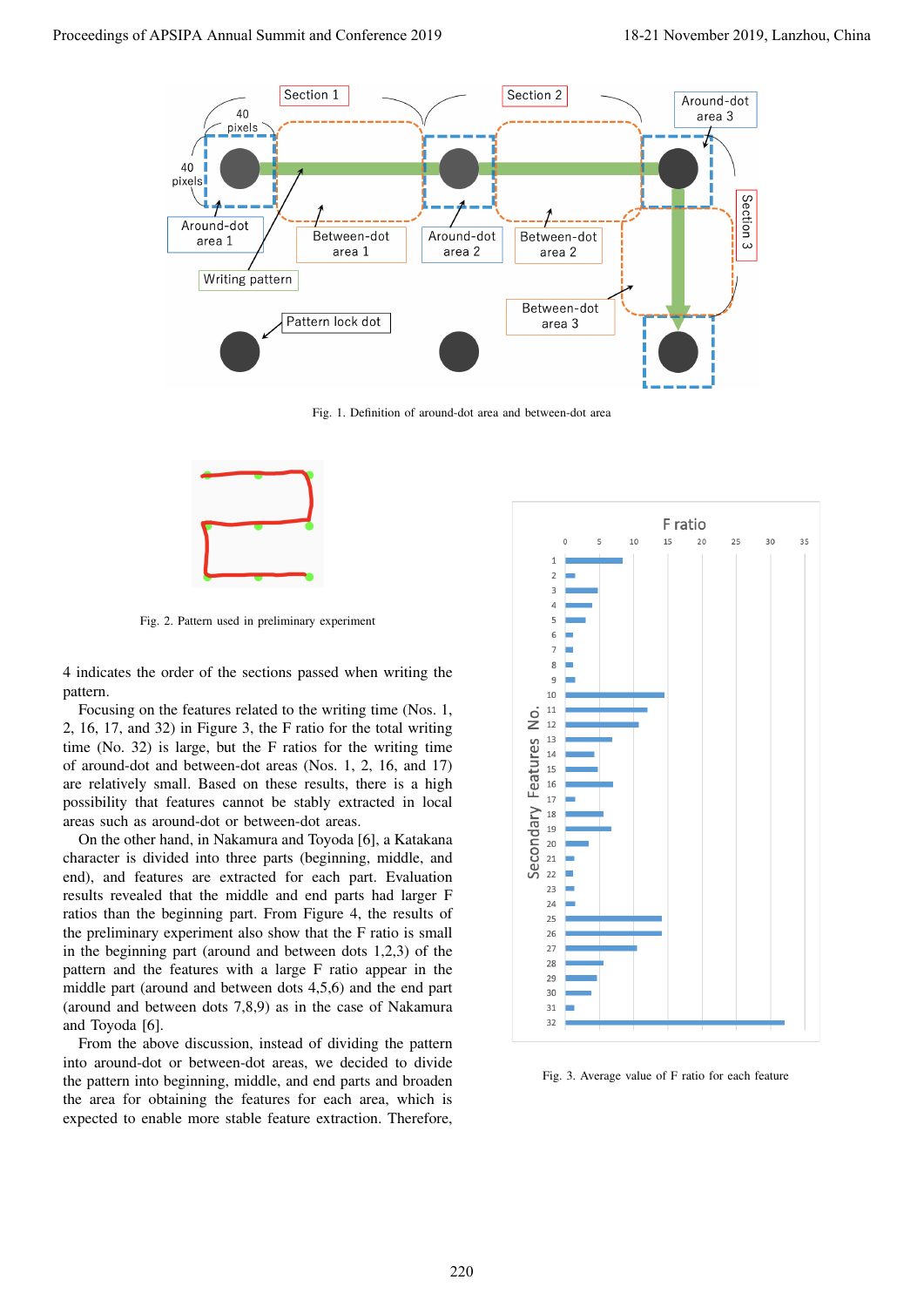Fig. 1. Definition of around-dot area and between-dot area

Fig. 2. Pattern used in preliminary experiment

4 indicates the order of the sections passed when writing the pattern.

Focusing on the features related to the writing time (Nos. 1, 2, 16, 17, and 32) in Figure 3, the F ratio for the total writing time (No. 32) is large, but the F ratios for the writing time of around-dot and between-dot areas (Nos. 1, 2, 16, and 17) are relatively small. Based on these results, there is a high possibility that features cannot be stably extracted in local areas such as around-dot or between-dot areas.

On the other hand, in Nakamura and Toyoda [6], a Katakana character is divided into three parts (beginning, middle, and end), and features are extracted for each part. Evaluation results revealed that the middle and end parts had larger F ratios than the beginning part. From Figure 4, the results of the preliminary experiment also show that the F ratio is small in the beginning part (around and between dots 1,2,3) of the pattern and the features with a large F ratio appear in the middle part (around and between dots 4,5,6) and the end part (around and between dots 7,8,9) as in the case of Nakamura and Toyoda [6].

From the above discussion, instead of dividing the pattern into around-dot or between-dot areas, we decided to divide the pattern into beginning, middle, and end parts and broaden the area for obtaining the features for each area, which is expected to enable more stable feature extraction. Therefore,

Fig. 3. Average value of F ratio for each feature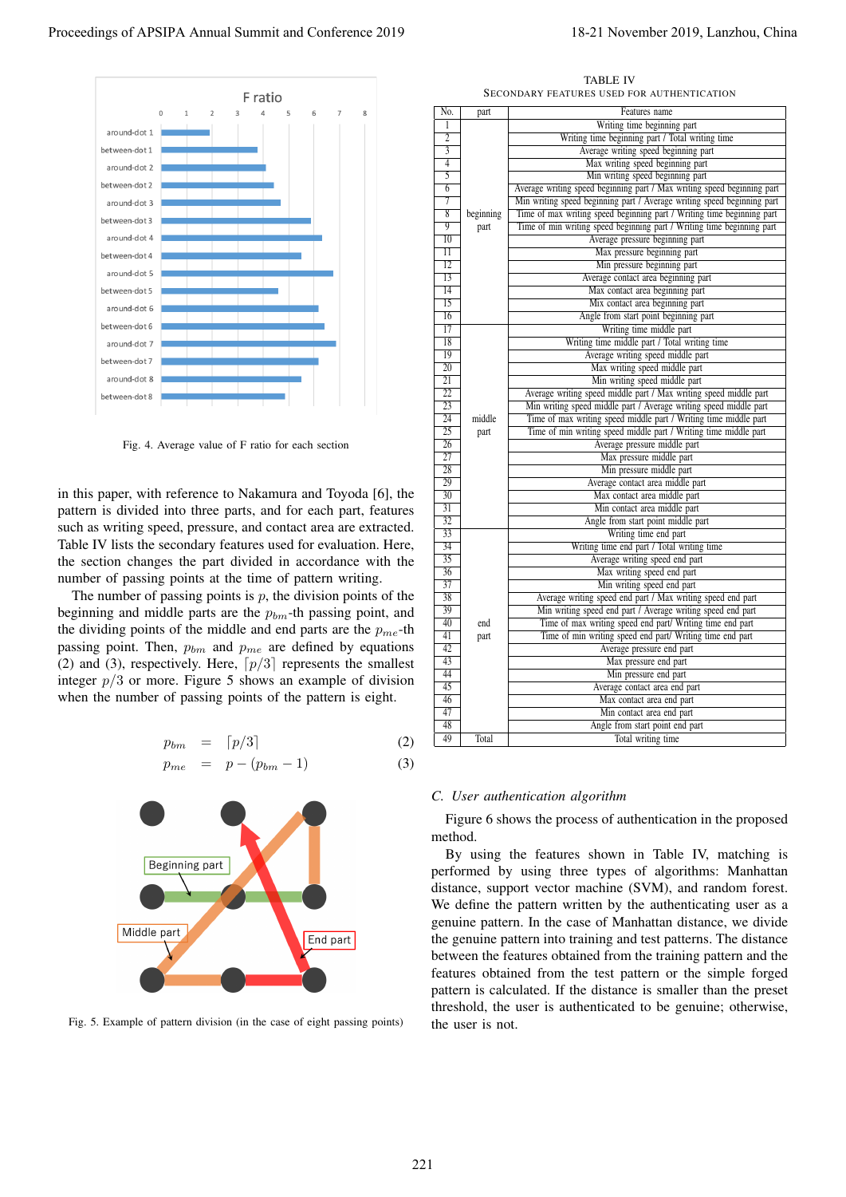Fig. 4. Average value of F ratio for each section

in this paper, with reference to Nakamura and Toyoda [6], the pattern is divided into three parts, and for each part, features such as writing speed, pressure, and contact area are extracted. Table IV lists the secondary features used for evaluation. Here, the section changes the part divided in accordance with the number of passing points at the time of pattern writing.

The number of passing points is $p$, the division points of the beginning and middle parts are the $p_{bm}$-th passing point, and the dividing points of the middle and end parts are the $p_{me}$-th passing point. Then, $p_{bm}$ and $p_{me}$ are defined by equations (2) and (3), respectively. Here, $\lceil p/3 \rceil$ represents the smallest integer $p/3$ or more. Figure 5 shows an example of division when the number of passing points of the pattern is eight.

$$p_{bm} = \lceil p/3 \rceil \tag{2}$$

$$p_{me} = p - (p_{bm} - 1) \tag{3}$$

Fig. 5. Example of pattern division (in the case of eight passing points)

TABLE IV
SECONDARY FEATURES USED FOR AUTHENTICATION

| No. | part | Features name |
|---|---|---|
| 1 | beginning part | Writing time beginning part |
| 2 | | Writing time beginning part / Total writing time |
| 3 | | Average writing speed beginning part |
| 4 | | Max writing speed beginning part |
| 5 | | Min writing speed beginning part |
| 6 | | Average writing speed beginning part / Max writing speed beginning part |
| 7 | | Min writing speed beginning part / Average writing speed beginning part |
| 8 | | Time of max writing speed beginning part / Writing time beginning part |
| 9 | | Time of min writing speed beginning part / Writing time beginning part |
| 10 | | Average pressure beginning part |
| 11 | | Max pressure beginning part |
| 12 | | Min pressure beginning part |
| 13 | | Average contact area beginning part |
| 14 | | Max contact area beginning part |
| 15 | | Mix contact area beginning part |
| 16 | | Angle from start point beginning part |
| 17 | middle part | Writing time middle part |
| 18 | | Writing time middle part / Total writing time |
| 19 | | Average writing speed middle part |
| 20 | | Max writing speed middle part |
| 21 | | Min writing speed middle part |
| 22 | | Average writing speed middle part / Max writing speed middle part |
| 23 | | Min writing speed middle part / Average writing speed middle part |
| 24 | | Time of max writing speed middle part / Writing time middle part |
| 25 | | Time of min writing speed middle part / Writing time middle part |
| 26 | | Average pressure middle part |
| 27 | | Max pressure middle part |
| 28 | | Min pressure middle part |
| 29 | | Average contact area middle part |
| 30 | | Max contact area middle part |
| 31 | | Min contact area middle part |
| 32 | | Angle from start point middle part |
| 33 | end part | Writing time end part |
| 34 | | Writing time end part / Total writing time |
| 35 | | Average writing speed end part |
| 36 | | Max writing speed end part |
| 37 | | Min writing speed end part |
| 38 | | Average writing speed end part / Max writing speed end part |
| 39 | | Min writing speed end part / Average writing speed end part |
| 40 | | Time of max writing speed end part/ Writing time end part |
| 41 | | Time of min writing speed end part/ Writing time end part |
| 42 | | Average pressure end part |
| 43 | | Max pressure end part |
| 44 | | Min pressure end part |
| 45 | | Average contact area end part |
| 46 | | Max contact area end part |
| 47 | | Min contact area end part |
| 48 | | Angle from start point end part |
| 49 | Total | Total writing time |

### C. User authentication algorithm

Figure 6 shows the process of authentication in the proposed method.

By using the features shown in Table IV, matching is performed by using three types of algorithms: Manhattan distance, support vector machine (SVM), and random forest. We define the pattern written by the authenticating user as a genuine pattern. In the case of Manhattan distance, we divide the genuine pattern into training and test patterns. The distance between the features obtained from the training pattern and the features obtained from the test pattern or the simple forged pattern is calculated. If the distance is smaller than the preset threshold, the user is authenticated to be genuine; otherwise, the user is not.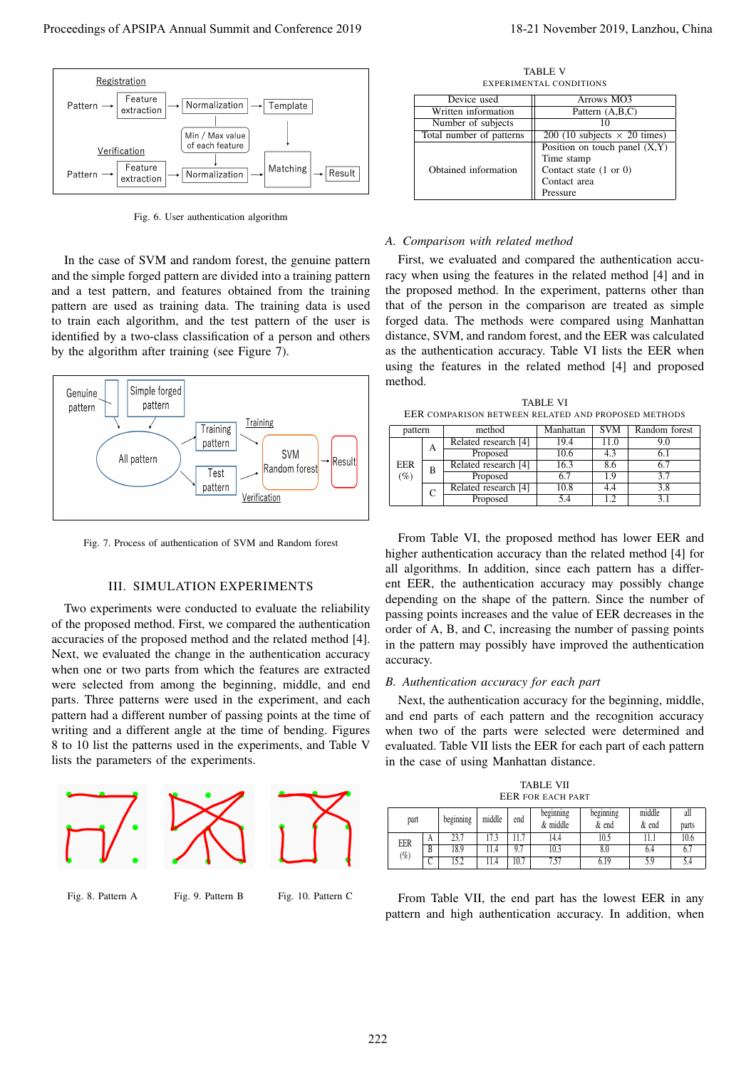Fig. 6. User authentication algorithm

In the case of SVM and random forest, the genuine pattern and the simple forged pattern are divided into a training pattern and a test pattern, and features obtained from the training pattern are used as training data. The training data is used to train each algorithm, and the test pattern of the user is identified by a two-class classification of a person and others by the algorithm after training (see Figure 7).

Fig. 7. Process of authentication of SVM and Random forest

## III. SIMULATION EXPERIMENTS

Two experiments were conducted to evaluate the reliability of the proposed method. First, we compared the authentication accuracies of the proposed method and the related method [4]. Next, we evaluated the change in the authentication accuracy when one or two parts from which the features are extracted were selected from among the beginning, middle, and end parts. Three patterns were used in the experiment, and each pattern had a different number of passing points at the time of writing and a different angle at the time of bending. Figures 8 to 10 list the patterns used in the experiments, and Table V lists the parameters of the experiments.

Fig. 8. Pattern A

Fig. 9. Pattern B

Fig. 10. Pattern C

TABLE V
EXPERIMENTAL CONDITIONS

| | |
|---|---|
| Device used | Arrows MO3 |
| Written information | Pattern (A,B,C) |
| Number of subjects | 10 |
| Total number of patterns | 200 (10 subjects × 20 times) |
| Obtained information | Position on touch panel (X,Y)<br>Time stamp<br>Contact state (1 or 0)<br>Contact area<br>Pressure |

### A. Comparison with related method

First, we evaluated and compared the authentication accuracy when using the features in the related method [4] and in the proposed method. In the experiment, patterns other than that of the person in the comparison are treated as simple forged data. The methods were compared using Manhattan distance, SVM, and random forest, and the EER was calculated as the authentication accuracy. Table VI lists the EER when using the features in the related method [4] and proposed method.

TABLE VI
EER COMPARISON BETWEEN RELATED AND PROPOSED METHODS

| pattern | | method | Manhattan | SVM | Random forest |
|---|---|---|---|---|---|
| EER (%) | A | Related research [4] | 19.4 | 11.0 | 9.0 |
| | | Proposed | 10.6 | 4.3 | 6.1 |
| | B | Related research [4] | 16.3 | 8.6 | 6.7 |
| | | Proposed | 6.7 | 1.9 | 3.7 |
| | C | Related research [4] | 10.8 | 4.4 | 3.8 |
| | | Proposed | 5.4 | 1.2 | 3.1 |

From Table VI, the proposed method has lower EER and higher authentication accuracy than the related method [4] for all algorithms. In addition, since each pattern has a different EER, the authentication accuracy may possibly change depending on the shape of the pattern. Since the number of passing points increases and the value of EER decreases in the order of A, B, and C, increasing the number of passing points in the pattern may possibly have improved the authentication accuracy.

### B. Authentication accuracy for each part

Next, the authentication accuracy for the beginning, middle, and end parts of each pattern and the recognition accuracy when two of the parts were selected were determined and evaluated. Table VII lists the EER for each part of each pattern in the case of using Manhattan distance.

TABLE VII
EER FOR EACH PART

| part | | beginning | middle | end | beginning & middle | beginning & end | middle & end | all parts |
|---|---|---|---|---|---|---|---|---|
| EER (%) | A | 23.7 | 17.3 | 11.7 | 14.4 | 10.5 | 11.1 | 10.6 |
| | B | 18.9 | 11.4 | 9.7 | 10.3 | 8.0 | 6.4 | 6.7 |
| | C | 15.2 | 11.4 | 10.7 | 7.57 | 6.19 | 5.9 | 5.4 |

From Table VII, the end part has the lowest EER in any pattern and high authentication accuracy. In addition, when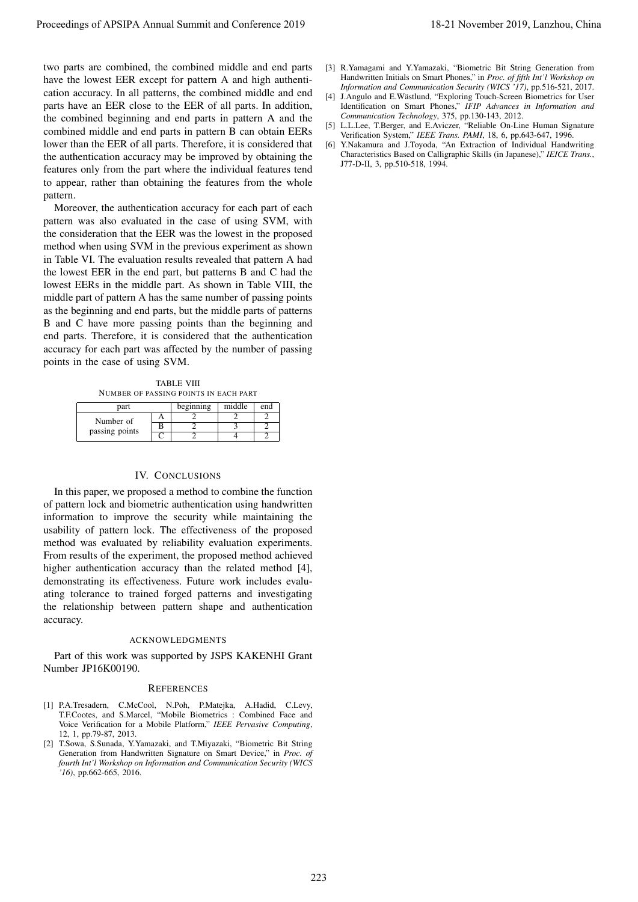two parts are combined, the combined middle and end parts have the lowest EER except for pattern A and high authentication accuracy. In all patterns, the combined middle and end parts have an EER close to the EER of all parts. In addition, the combined beginning and end parts in pattern A and the combined middle and end parts in pattern B can obtain EERs lower than the EER of all parts. Therefore, it is considered that the authentication accuracy may be improved by obtaining the features only from the part where the individual features tend to appear, rather than obtaining the features from the whole pattern.

Moreover, the authentication accuracy for each part of each pattern was also evaluated in the case of using SVM, with the consideration that the EER was the lowest in the proposed method when using SVM in the previous experiment as shown in Table VI. The evaluation results revealed that pattern A had the lowest EER in the end part, but patterns B and C had the lowest EERs in the middle part. As shown in Table VIII, the middle part of pattern A has the same number of passing points as the beginning and end parts, but the middle parts of patterns B and C have more passing points than the beginning and end parts. Therefore, it is considered that the authentication accuracy for each part was affected by the number of passing points in the case of using SVM.

TABLE VIII
NUMBER OF PASSING POINTS IN EACH PART

| part | | beginning | middle | end |
|---|---|---|---|---|
| Number of passing points | A | 2 | 2 | 2 |
| | B | 2 | 3 | 2 |
| | C | 2 | 4 | 2 |

## IV. Conclusions

In this paper, we proposed a method to combine the function of pattern lock and biometric authentication using handwritten information to improve the security while maintaining the usability of pattern lock. The effectiveness of the proposed method was evaluated by reliability evaluation experiments. From results of the experiment, the proposed method achieved higher authentication accuracy than the related method [4], demonstrating its effectiveness. Future work includes evaluating tolerance to trained forged patterns and investigating the relationship between pattern shape and authentication accuracy.

## Acknowledgments

Part of this work was supported by JSPS KAKENHI Grant Number JP16K00190.

## References

[1] P.A.Tresadern, C.McCool, N.Poh, P.Matejka, A.Hadid, C.Levy, T.F.Cootes, and S.Marcel, "Mobile Biometrics : Combined Face and Voice Verification for a Mobile Platform," *IEEE Pervasive Computing*, 12, 1, pp.79-87, 2013.

[2] T.Sowa, S.Sunada, Y.Yamazaki, and T.Miyazaki, "Biometric Bit String Generation from Handwritten Signature on Smart Device," in *Proc. of fourth Int'l Workshop on Information and Communication Security (WICS '16)*, pp.662-665, 2016.

[3] R.Yamagami and Y.Yamazaki, "Biometric Bit String Generation from Handwritten Initials on Smart Phones," in *Proc. of fifth Int'l Workshop on Information and Communication Security (WICS '17)*, pp.516-521, 2017.

[4] J.Angulo and E.Wästlund, "Exploring Touch-Screen Biometrics for User Identification on Smart Phones," *IFIP Advances in Information and Communication Technology*, 375, pp.130-143, 2012.

[5] L.L.Lee, T.Berger, and E.Aviczer, "Reliable On-Line Human Signature Verification System," *IEEE Trans. PAMI*, 18, 6, pp.643-647, 1996.

[6] Y.Nakamura and J.Toyoda, "An Extraction of Individual Handwriting Characteristics Based on Calligraphic Skills (in Japanese)," *IEICE Trans.*, J77-D-II, 3, pp.510-518, 1994.